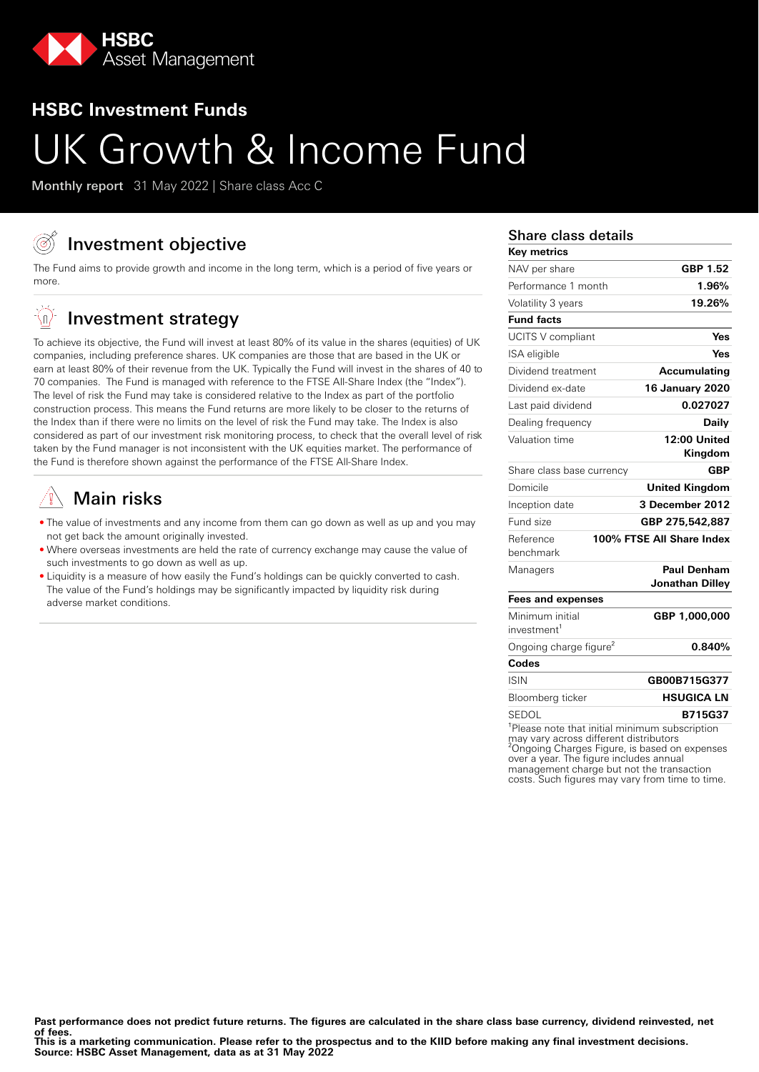HSBC Asset Management

## HSBC Investment Funds

# UK Growth & Income Fund

**Monthly report** 31 May 2022 | Share class Acc C

## Investment objective

The Fund aims to provide growth and income in the long term, which is a period of five years or more.

## Investment strategy

To achieve its objective, the Fund will invest at least 80% of its value in the shares (equities) of UK companies, including preference shares. UK companies are those that are based in the UK or earn at least 80% of their revenue from the UK. Typically the Fund will invest in the shares of 40 to 70 companies. The Fund is managed with reference to the FTSE All-Share Index (the "Index"). The level of risk the Fund may take is considered relative to the Index as part of the portfolio construction process. This means the Fund returns are more likely to be closer to the returns of the Index than if there were no limits on the level of risk the Fund may take. The Index is also considered as part of our investment risk monitoring process, to check that the overall level of risk taken by the Fund manager is not inconsistent with the UK equities market. The performance of the Fund is therefore shown against the performance of the FTSE All-Share Index.

## Main risks

- The value of investments and any income from them can go down as well as up and you may not get back the amount originally invested.
- Where overseas investments are held the rate of currency exchange may cause the value of such investments to go down as well as up.
- Liquidity is a measure of how easily the Fund's holdings can be converted to cash. The value of the Fund's holdings may be significantly impacted by liquidity risk during adverse market conditions.

## Share class details

| Key metrics | |
|---|---|
| NAV per share | GBP 1.52 |
| Performance 1 month | 1.96% |
| Volatility 3 years | 19.26% |
| **Fund facts** | |
| UCITS V compliant | Yes |
| ISA eligible | Yes |
| Dividend treatment | Accumulating |
| Dividend ex-date | 16 January 2020 |
| Last paid dividend | 0.027027 |
| Dealing frequency | Daily |
| Valuation time | 12:00 United Kingdom |
| Share class base currency | GBP |
| Domicile | United Kingdom |
| Inception date | 3 December 2012 |
| Fund size | GBP 275,542,887 |
| Reference benchmark | 100% FTSE All Share Index |
| Managers | Paul Denham<br>Jonathan Dilley |
| **Fees and expenses** | |
| Minimum initial investment[1] | GBP 1,000,000 |
| Ongoing charge figure[2] | 0.840% |
| **Codes** | |
| ISIN | GB00B715G377 |
| Bloomberg ticker | HSUGICA LN |
| SEDOL | B715G37 |

[1]Please note that initial minimum subscription may vary across different distributors
[2]Ongoing Charges Figure, is based on expenses over a year. The figure includes annual management charge but not the transaction costs. Such figures may vary from time to time.

**Past performance does not predict future returns. The figures are calculated in the share class base currency, dividend reinvested, net of fees.**
**This is a marketing communication. Please refer to the prospectus and to the KIID before making any final investment decisions.**
**Source: HSBC Asset Management, data as at 31 May 2022**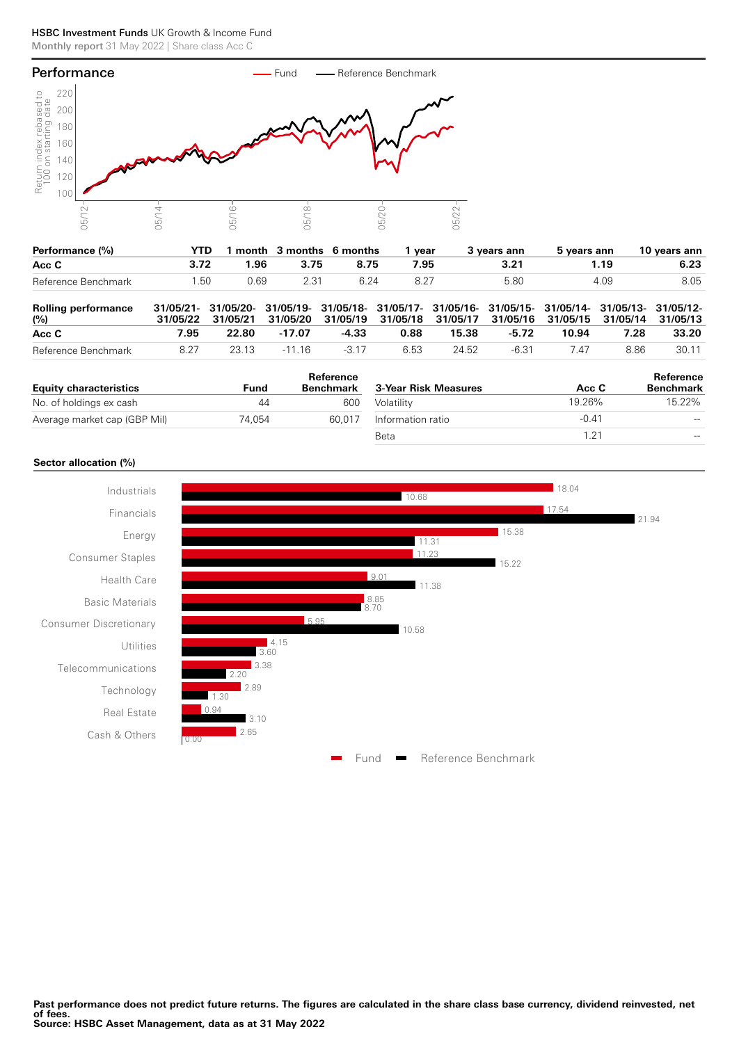HSBC Investment Funds UK Growth & Income Fund
Monthly report 31 May 2022 | Share class Acc C

## Performance

| Performance (%) | YTD | 1 month | 3 months | 6 months | 1 year | 3 years ann | 5 years ann | 10 years ann |
|---|---|---|---|---|---|---|---|---|
| **Acc C** | **3.72** | **1.96** | **3.75** | **8.75** | **7.95** | **3.21** | **1.19** | **6.23** |
| Reference Benchmark | 1.50 | 0.69 | 2.31 | 6.24 | 8.27 | 5.80 | 4.09 | 8.05 |

| Rolling performance (%) | 31/05/21-31/05/22 | 31/05/20-31/05/21 | 31/05/19-31/05/20 | 31/05/18-31/05/19 | 31/05/17-31/05/18 | 31/05/16-31/05/17 | 31/05/15-31/05/16 | 31/05/14-31/05/15 | 31/05/13-31/05/14 | 31/05/12-31/05/13 |
|---|---|---|---|---|---|---|---|---|---|---|
| **Acc C** | **7.95** | **22.80** | **-17.07** | **-4.33** | **0.88** | **15.38** | **-5.72** | **10.94** | **7.28** | **33.20** |
| Reference Benchmark | 8.27 | 23.13 | -11.16 | -3.17 | 6.53 | 24.52 | -6.31 | 7.47 | 8.86 | 30.11 |

| Equity characteristics | Fund | Reference Benchmark |
|---|---|---|
| No. of holdings ex cash | 44 | 600 |
| Average market cap (GBP Mil) | 74,054 | 60,017 |

| 3-Year Risk Measures | Acc C | Reference Benchmark |
|---|---|---|
| Volatility | 19.26% | 15.22% |
| Information ratio | -0.41 | -- |
| Beta | 1.21 | -- |

### Sector allocation (%)

| Sector | Fund | Reference Benchmark |
|---|---|---|
| Industrials | 18.04 | 10.68 |
| Financials | 17.54 | 21.94 |
| Energy | 15.38 | 11.31 |
| Consumer Staples | 11.23 | 15.22 |
| Health Care | 9.01 | 11.38 |
| Basic Materials | 8.85 | 8.70 |
| Consumer Discretionary | 5.95 | 10.58 |
| Utilities | 4.15 | 3.60 |
| Telecommunications | 3.38 | 2.20 |
| Technology | 2.89 | 1.30 |
| Real Estate | 0.94 | 3.10 |
| Cash & Others | 2.65 | 0.00 |

**Past performance does not predict future returns. The figures are calculated in the share class base currency, dividend reinvested, net of fees.**
**Source: HSBC Asset Management, data as at 31 May 2022**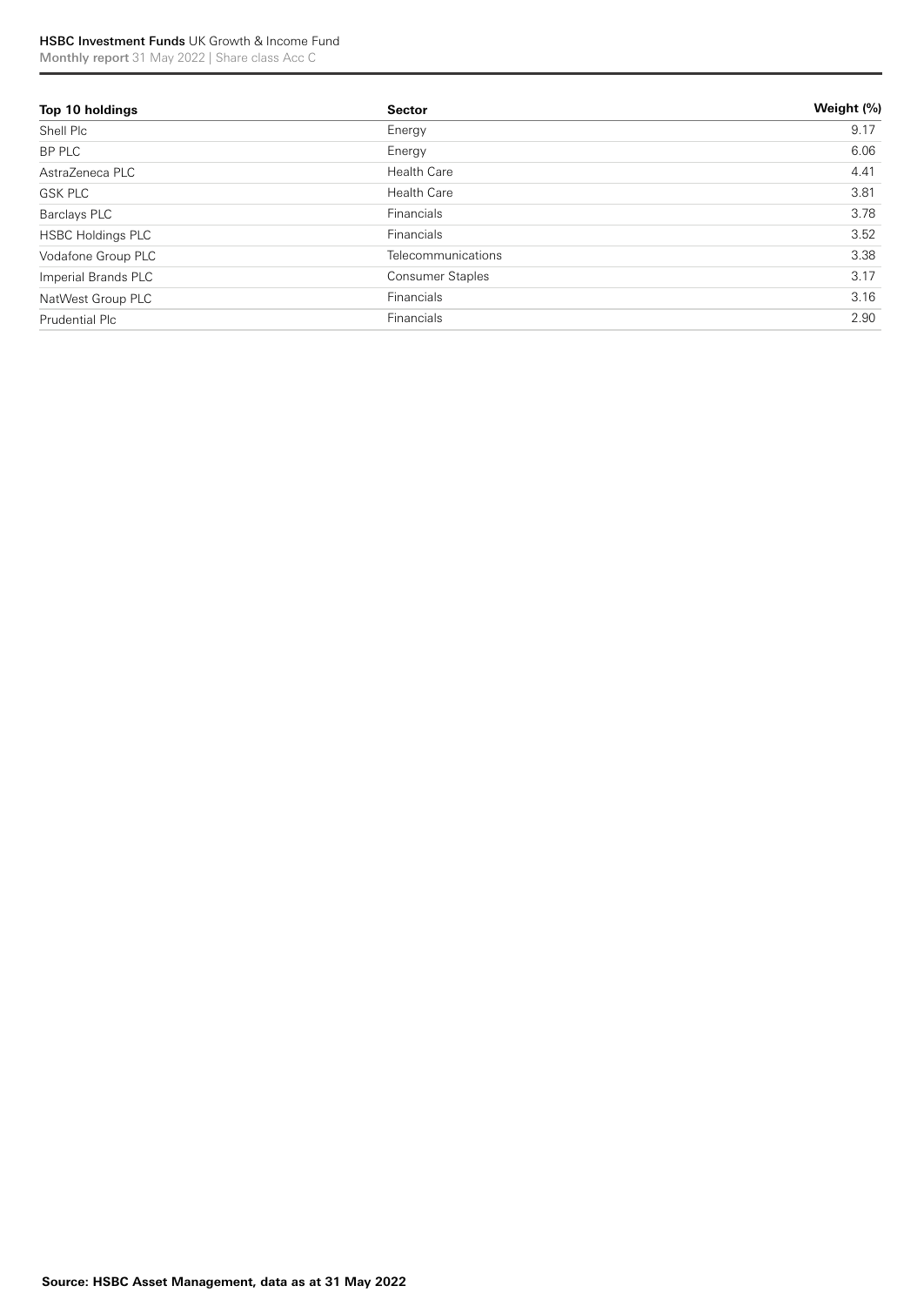| Top 10 holdings | Sector | Weight (%) |
|---|---|---|
| Shell Plc | Energy | 9.17 |
| BP PLC | Energy | 6.06 |
| AstraZeneca PLC | Health Care | 4.41 |
| GSK PLC | Health Care | 3.81 |
| Barclays PLC | Financials | 3.78 |
| HSBC Holdings PLC | Financials | 3.52 |
| Vodafone Group PLC | Telecommunications | 3.38 |
| Imperial Brands PLC | Consumer Staples | 3.17 |
| NatWest Group PLC | Financials | 3.16 |
| Prudential Plc | Financials | 2.90 |

**Source: HSBC Asset Management, data as at 31 May 2022**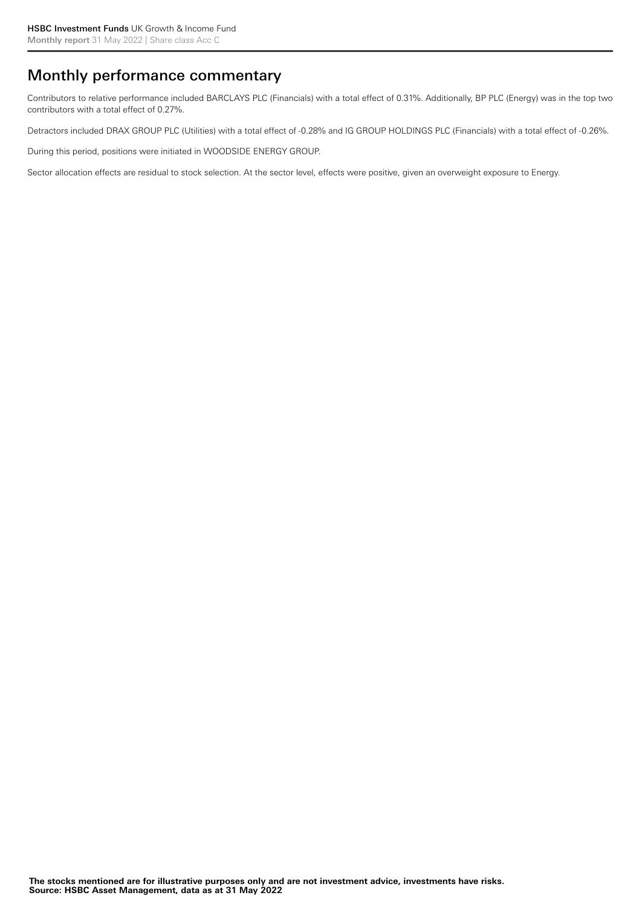## Monthly performance commentary

Contributors to relative performance included BARCLAYS PLC (Financials) with a total effect of 0.31%. Additionally, BP PLC (Energy) was in the top two contributors with a total effect of 0.27%.

Detractors included DRAX GROUP PLC (Utilities) with a total effect of -0.28% and IG GROUP HOLDINGS PLC (Financials) with a total effect of -0.26%.

During this period, positions were initiated in WOODSIDE ENERGY GROUP.

Sector allocation effects are residual to stock selection. At the sector level, effects were positive, given an overweight exposure to Energy.

**The stocks mentioned are for illustrative purposes only and are not investment advice, investments have risks.**
**Source: HSBC Asset Management, data as at 31 May 2022**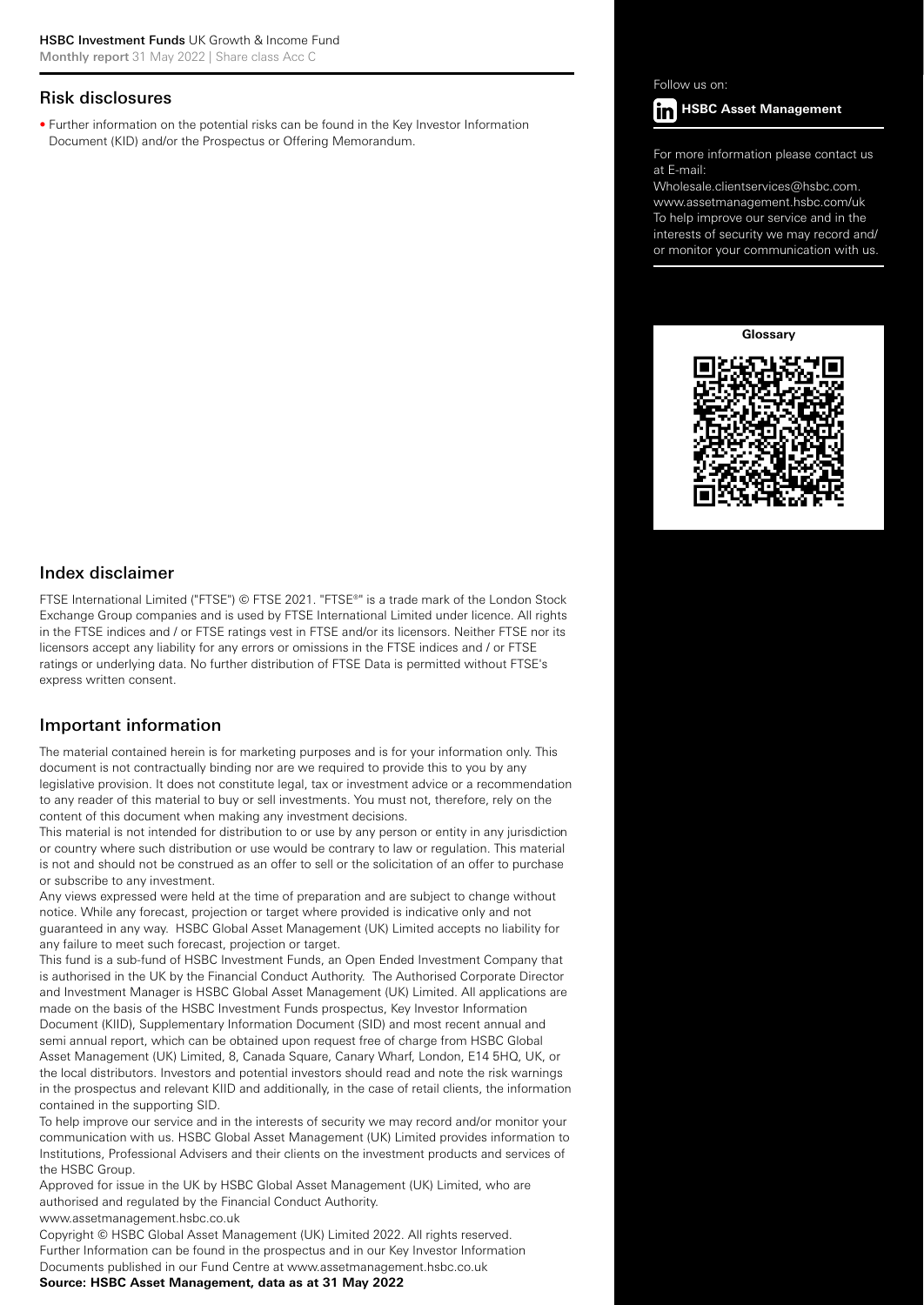## Risk disclosures

- Further information on the potential risks can be found in the Key Investor Information Document (KID) and/or the Prospectus or Offering Memorandum.

## Index disclaimer

FTSE International Limited ("FTSE") © FTSE 2021. "FTSE®" is a trade mark of the London Stock Exchange Group companies and is used by FTSE International Limited under licence. All rights in the FTSE indices and / or FTSE ratings vest in FTSE and/or its licensors. Neither FTSE nor its licensors accept any liability for any errors or omissions in the FTSE indices and / or FTSE ratings or underlying data. No further distribution of FTSE Data is permitted without FTSE's express written consent.

## Important information

The material contained herein is for marketing purposes and is for your information only. This document is not contractually binding nor are we required to provide this to you by any legislative provision. It does not constitute legal, tax or investment advice or a recommendation to any reader of this material to buy or sell investments. You must not, therefore, rely on the content of this document when making any investment decisions.

This material is not intended for distribution to or use by any person or entity in any jurisdiction or country where such distribution or use would be contrary to law or regulation. This material is not and should not be construed as an offer to sell or the solicitation of an offer to purchase or subscribe to any investment.

Any views expressed were held at the time of preparation and are subject to change without notice. While any forecast, projection or target where provided is indicative only and not guaranteed in any way. HSBC Global Asset Management (UK) Limited accepts no liability for any failure to meet such forecast, projection or target.

This fund is a sub-fund of HSBC Investment Funds, an Open Ended Investment Company that is authorised in the UK by the Financial Conduct Authority. The Authorised Corporate Director and Investment Manager is HSBC Global Asset Management (UK) Limited. All applications are made on the basis of the HSBC Investment Funds prospectus, Key Investor Information Document (KIID), Supplementary Information Document (SID) and most recent annual and semi annual report, which can be obtained upon request free of charge from HSBC Global Asset Management (UK) Limited, 8, Canada Square, Canary Wharf, London, E14 5HQ, UK, or the local distributors. Investors and potential investors should read and note the risk warnings in the prospectus and relevant KIID and additionally, in the case of retail clients, the information contained in the supporting SID.

To help improve our service and in the interests of security we may record and/or monitor your communication with us. HSBC Global Asset Management (UK) Limited provides information to Institutions, Professional Advisers and their clients on the investment products and services of the HSBC Group.

Approved for issue in the UK by HSBC Global Asset Management (UK) Limited, who are authorised and regulated by the Financial Conduct Authority.
www.assetmanagement.hsbc.co.uk

Copyright © HSBC Global Asset Management (UK) Limited 2022. All rights reserved.
Further Information can be found in the prospectus and in our Key Investor Information Documents published in our Fund Centre at www.assetmanagement.hsbc.co.uk

**Source: HSBC Asset Management, data as at 31 May 2022**

Follow us on:

**HSBC Asset Management**

For more information please contact us at E-mail:
Wholesale.clientservices@hsbc.com.
www.assetmanagement.hsbc.com/uk
To help improve our service and in the interests of security we may record and/or monitor your communication with us.

**Glossary**